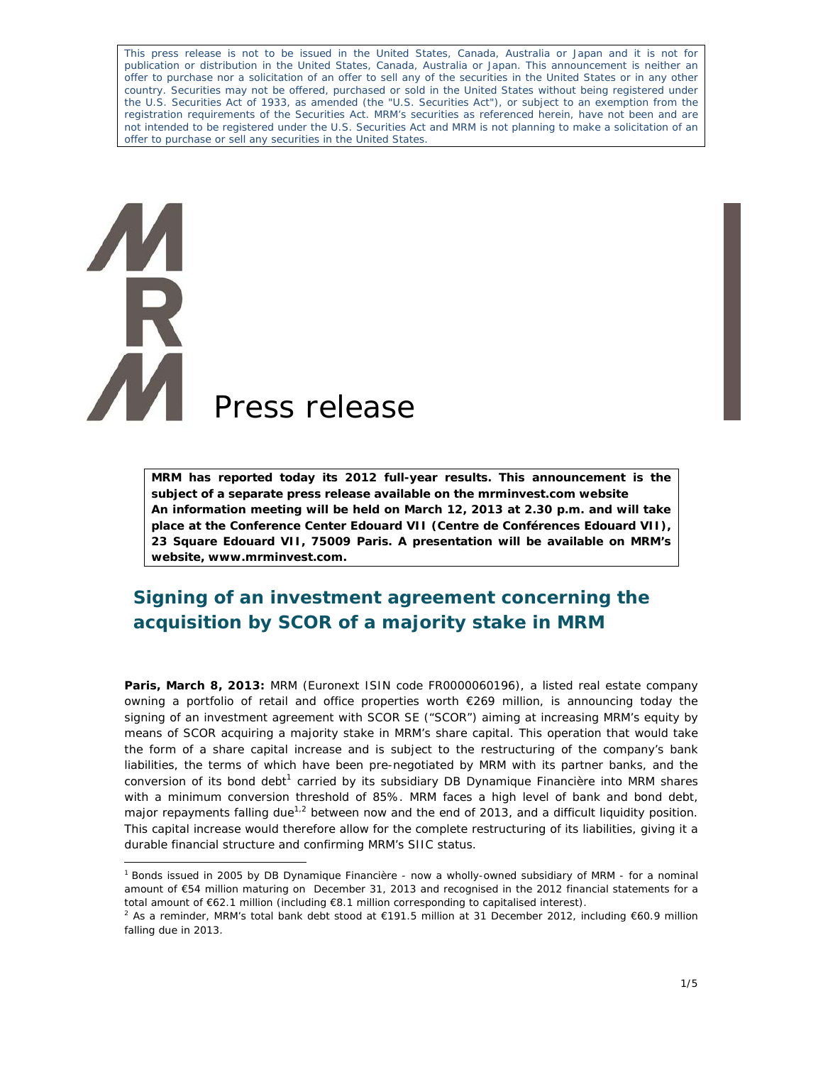This press release is not to be issued in the United States, Canada, Australia or Japan and it is not for publication or distribution in the United States, Canada, Australia or Japan. This announcement is neither an offer to purchase nor a solicitation of an offer to sell any of the securities in the United States or in any other country. Securities may not be offered, purchased or sold in the United States without being registered under the U.S. Securities Act of 1933, as amended (the "U.S. Securities Act"), or subject to an exemption from the registration requirements of the Securities Act. MRM's securities as referenced herein, have not been and are not intended to be registered under the U.S. Securities Act and MRM is not planning to make a solicitation of an offer to purchase or sell any securities in the United States.

# Press release

**MRM has reported today its 2012 full-year results. This announcement is the subject of a separate press release available on the mrminvest.com website**
**An information meeting will be held on March 12, 2013 at 2.30 p.m. and will take place at the Conference Center Edouard VII (Centre de Conférences Edouard VII), 23 Square Edouard VII, 75009 Paris. A presentation will be available on MRM's website, www.mrminvest.com.**

## Signing of an investment agreement concerning the acquisition by SCOR of a majority stake in MRM

**Paris, March 8, 2013:** MRM (Euronext ISIN code FR0000060196), a listed real estate company owning a portfolio of retail and office properties worth €269 million, is announcing today the signing of an investment agreement with SCOR SE ("SCOR") aiming at increasing MRM's equity by means of SCOR acquiring a majority stake in MRM's share capital. This operation that would take the form of a share capital increase and is subject to the restructuring of the company's bank liabilities, the terms of which have been pre-negotiated by MRM with its partner banks, and the conversion of its bond debt[1] carried by its subsidiary DB Dynamique Financière into MRM shares with a minimum conversion threshold of 85%. MRM faces a high level of bank and bond debt, major repayments falling due[1,2] between now and the end of 2013, and a difficult liquidity position. This capital increase would therefore allow for the complete restructuring of its liabilities, giving it a durable financial structure and confirming MRM's SIIC status.

[1] Bonds issued in 2005 by DB Dynamique Financière - now a wholly-owned subsidiary of MRM - for a nominal amount of €54 million maturing on December 31, 2013 and recognised in the 2012 financial statements for a total amount of €62.1 million (including €8.1 million corresponding to capitalised interest).

[2] As a reminder, MRM's total bank debt stood at €191.5 million at 31 December 2012, including €60.9 million falling due in 2013.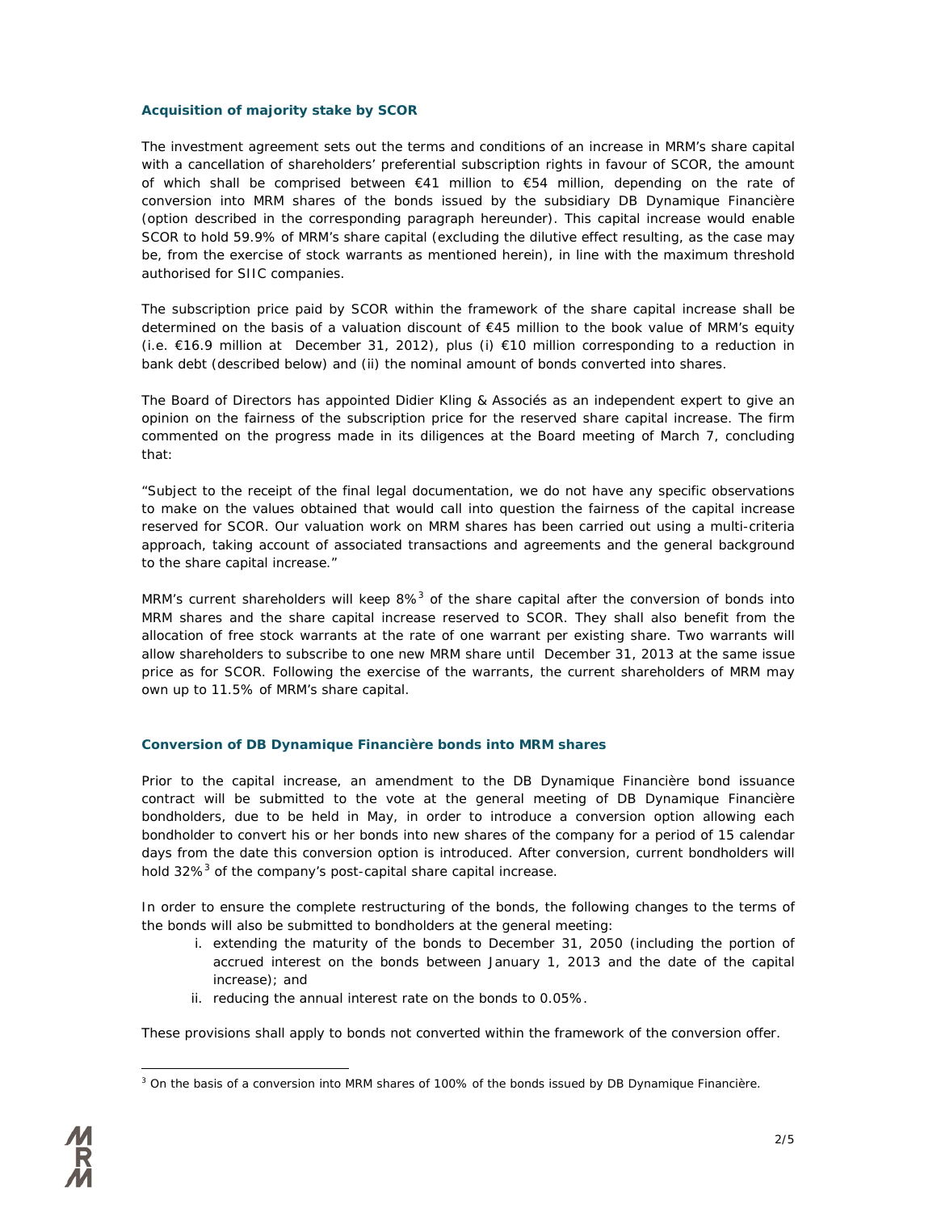### Acquisition of majority stake by SCOR

The investment agreement sets out the terms and conditions of an increase in MRM's share capital with a cancellation of shareholders' preferential subscription rights in favour of SCOR, the amount of which shall be comprised between €41 million to €54 million, depending on the rate of conversion into MRM shares of the bonds issued by the subsidiary DB Dynamique Financière (option described in the corresponding paragraph hereunder). This capital increase would enable SCOR to hold 59.9% of MRM's share capital (excluding the dilutive effect resulting, as the case may be, from the exercise of stock warrants as mentioned herein), in line with the maximum threshold authorised for SIIC companies.

The subscription price paid by SCOR within the framework of the share capital increase shall be determined on the basis of a valuation discount of €45 million to the book value of MRM's equity (i.e. €16.9 million at December 31, 2012), plus (i) €10 million corresponding to a reduction in bank debt (described below) and (ii) the nominal amount of bonds converted into shares.

The Board of Directors has appointed Didier Kling & Associés as an independent expert to give an opinion on the fairness of the subscription price for the reserved share capital increase. The firm commented on the progress made in its diligences at the Board meeting of March 7, concluding that:

"Subject to the receipt of the final legal documentation, we do not have any specific observations to make on the values obtained that would call into question the fairness of the capital increase reserved for SCOR. Our valuation work on MRM shares has been carried out using a multi-criteria approach, taking account of associated transactions and agreements and the general background to the share capital increase."

MRM's current shareholders will keep 8%[3] of the share capital after the conversion of bonds into MRM shares and the share capital increase reserved to SCOR. They shall also benefit from the allocation of free stock warrants at the rate of one warrant per existing share. Two warrants will allow shareholders to subscribe to one new MRM share until December 31, 2013 at the same issue price as for SCOR. Following the exercise of the warrants, the current shareholders of MRM may own up to 11.5% of MRM's share capital.

### Conversion of DB Dynamique Financière bonds into MRM shares

Prior to the capital increase, an amendment to the DB Dynamique Financière bond issuance contract will be submitted to the vote at the general meeting of DB Dynamique Financière bondholders, due to be held in May, in order to introduce a conversion option allowing each bondholder to convert his or her bonds into new shares of the company for a period of 15 calendar days from the date this conversion option is introduced. After conversion, current bondholders will hold 32%[3] of the company's post-capital share capital increase.

In order to ensure the complete restructuring of the bonds, the following changes to the terms of the bonds will also be submitted to bondholders at the general meeting:

i. extending the maturity of the bonds to December 31, 2050 (including the portion of accrued interest on the bonds between January 1, 2013 and the date of the capital increase); and
ii. reducing the annual interest rate on the bonds to 0.05%.

These provisions shall apply to bonds not converted within the framework of the conversion offer.

[3] On the basis of a conversion into MRM shares of 100% of the bonds issued by DB Dynamique Financière.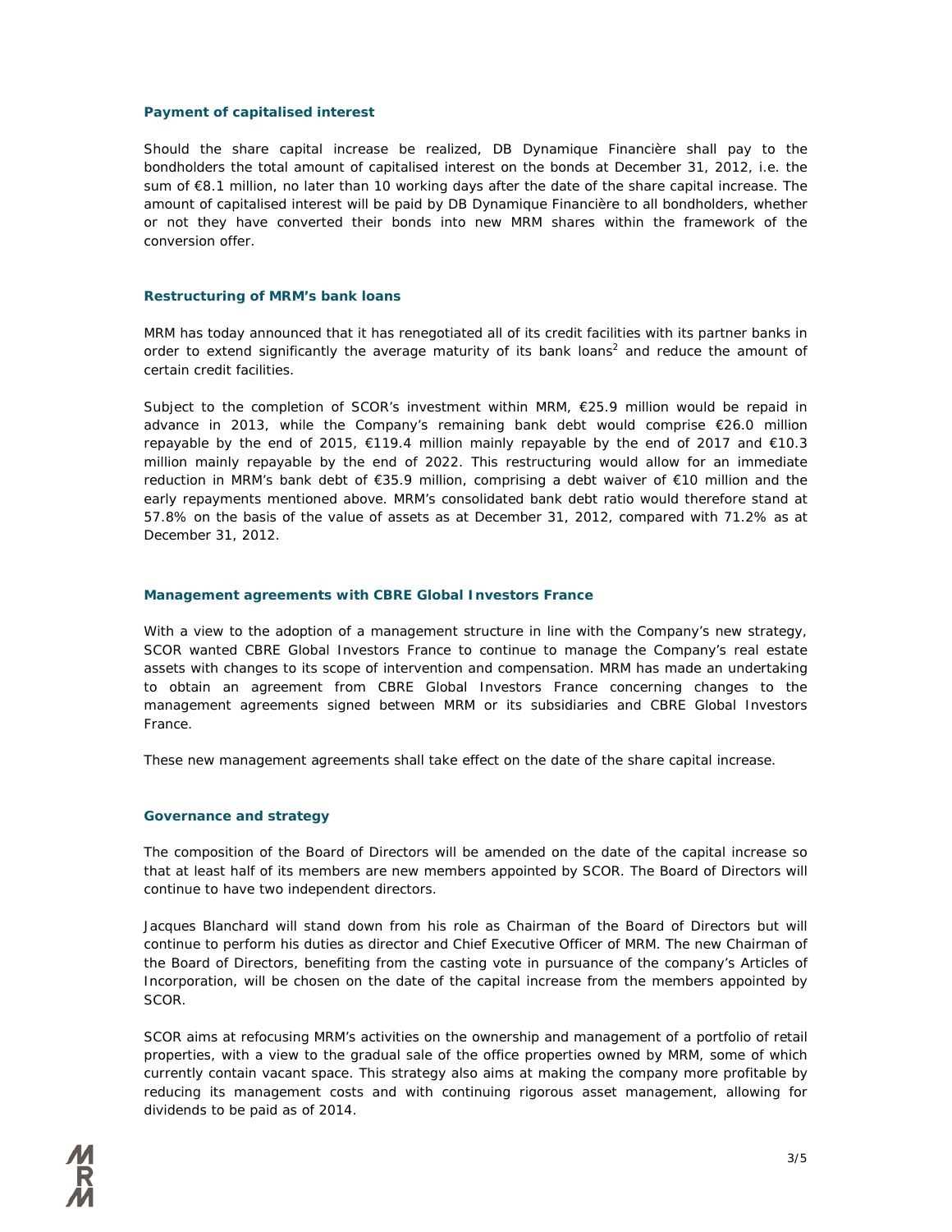### Payment of capitalised interest

Should the share capital increase be realized, DB Dynamique Financière shall pay to the bondholders the total amount of capitalised interest on the bonds at December 31, 2012, i.e. the sum of €8.1 million, no later than 10 working days after the date of the share capital increase. The amount of capitalised interest will be paid by DB Dynamique Financière to all bondholders, whether or not they have converted their bonds into new MRM shares within the framework of the conversion offer.

### Restructuring of MRM's bank loans

MRM has today announced that it has renegotiated all of its credit facilities with its partner banks in order to extend significantly the average maturity of its bank loans[2] and reduce the amount of certain credit facilities.

Subject to the completion of SCOR's investment within MRM, €25.9 million would be repaid in advance in 2013, while the Company's remaining bank debt would comprise €26.0 million repayable by the end of 2015, €119.4 million mainly repayable by the end of 2017 and €10.3 million mainly repayable by the end of 2022. This restructuring would allow for an immediate reduction in MRM's bank debt of €35.9 million, comprising a debt waiver of €10 million and the early repayments mentioned above. MRM's consolidated bank debt ratio would therefore stand at 57.8% on the basis of the value of assets as at December 31, 2012, compared with 71.2% as at December 31, 2012.

### Management agreements with CBRE Global Investors France

With a view to the adoption of a management structure in line with the Company's new strategy, SCOR wanted CBRE Global Investors France to continue to manage the Company's real estate assets with changes to its scope of intervention and compensation. MRM has made an undertaking to obtain an agreement from CBRE Global Investors France concerning changes to the management agreements signed between MRM or its subsidiaries and CBRE Global Investors France.

These new management agreements shall take effect on the date of the share capital increase.

### Governance and strategy

The composition of the Board of Directors will be amended on the date of the capital increase so that at least half of its members are new members appointed by SCOR. The Board of Directors will continue to have two independent directors.

Jacques Blanchard will stand down from his role as Chairman of the Board of Directors but will continue to perform his duties as director and Chief Executive Officer of MRM. The new Chairman of the Board of Directors, benefiting from the casting vote in pursuance of the company's Articles of Incorporation, will be chosen on the date of the capital increase from the members appointed by SCOR.

SCOR aims at refocusing MRM's activities on the ownership and management of a portfolio of retail properties, with a view to the gradual sale of the office properties owned by MRM, some of which currently contain vacant space. This strategy also aims at making the company more profitable by reducing its management costs and with continuing rigorous asset management, allowing for dividends to be paid as of 2014.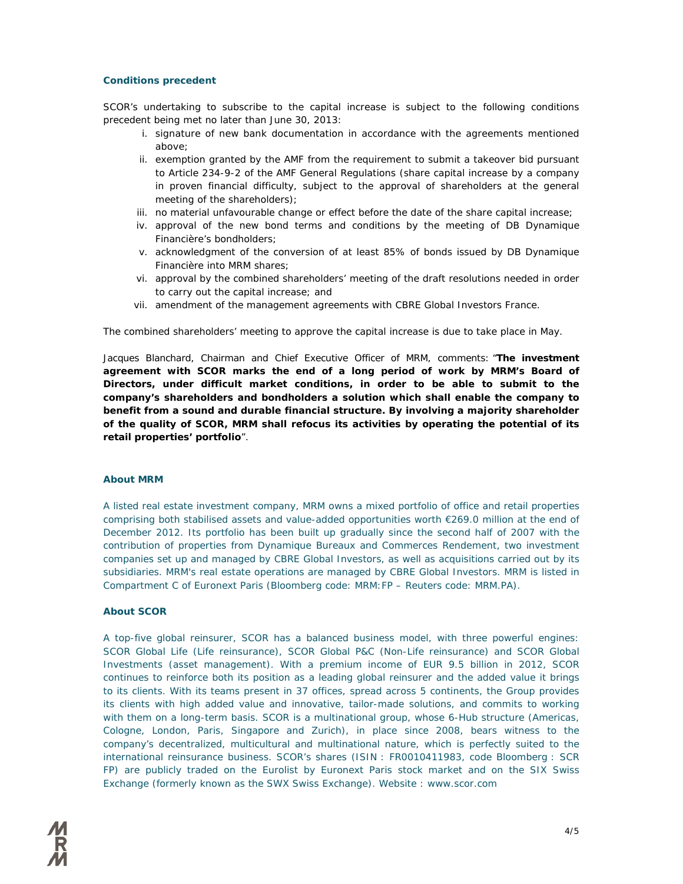**Conditions precedent**

SCOR's undertaking to subscribe to the capital increase is subject to the following conditions precedent being met no later than June 30, 2013:

i. signature of new bank documentation in accordance with the agreements mentioned above;
ii. exemption granted by the AMF from the requirement to submit a takeover bid pursuant to Article 234-9-2 of the AMF General Regulations (share capital increase by a company in proven financial difficulty, subject to the approval of shareholders at the general meeting of the shareholders);
iii. no material unfavourable change or effect before the date of the share capital increase;
iv. approval of the new bond terms and conditions by the meeting of DB Dynamique Financière's bondholders;
v. acknowledgment of the conversion of at least 85% of bonds issued by DB Dynamique Financière into MRM shares;
vi. approval by the combined shareholders' meeting of the draft resolutions needed in order to carry out the capital increase; and
vii. amendment of the management agreements with CBRE Global Investors France.

The combined shareholders' meeting to approve the capital increase is due to take place in May.

Jacques Blanchard, Chairman and Chief Executive Officer of MRM, comments: "**The investment agreement with SCOR marks the end of a long period of work by MRM's Board of Directors, under difficult market conditions, in order to be able to submit to the company's shareholders and bondholders a solution which shall enable the company to benefit from a sound and durable financial structure. By involving a majority shareholder of the quality of SCOR, MRM shall refocus its activities by operating the potential of its retail properties' portfolio**".

**About MRM**

A listed real estate investment company, MRM owns a mixed portfolio of office and retail properties comprising both stabilised assets and value-added opportunities worth €269.0 million at the end of December 2012. Its portfolio has been built up gradually since the second half of 2007 with the contribution of properties from Dynamique Bureaux and Commerces Rendement, two investment companies set up and managed by CBRE Global Investors, as well as acquisitions carried out by its subsidiaries. MRM's real estate operations are managed by CBRE Global Investors. MRM is listed in Compartment C of Euronext Paris (Bloomberg code: MRM:FP – Reuters code: MRM.PA).

**About SCOR**

A top-five global reinsurer, SCOR has a balanced business model, with three powerful engines: SCOR Global Life (Life reinsurance), SCOR Global P&C (Non-Life reinsurance) and SCOR Global Investments (asset management). With a premium income of EUR 9.5 billion in 2012, SCOR continues to reinforce both its position as a leading global reinsurer and the added value it brings to its clients. With its teams present in 37 offices, spread across 5 continents, the Group provides its clients with high added value and innovative, tailor-made solutions, and commits to working with them on a long-term basis. SCOR is a multinational group, whose 6-Hub structure (Americas, Cologne, London, Paris, Singapore and Zurich), in place since 2008, bears witness to the company's decentralized, multicultural and multinational nature, which is perfectly suited to the international reinsurance business. SCOR's shares (ISIN : FR0010411983, code Bloomberg : SCR FP) are publicly traded on the Eurolist by Euronext Paris stock market and on the SIX Swiss Exchange (formerly known as the SWX Swiss Exchange). Website : www.scor.com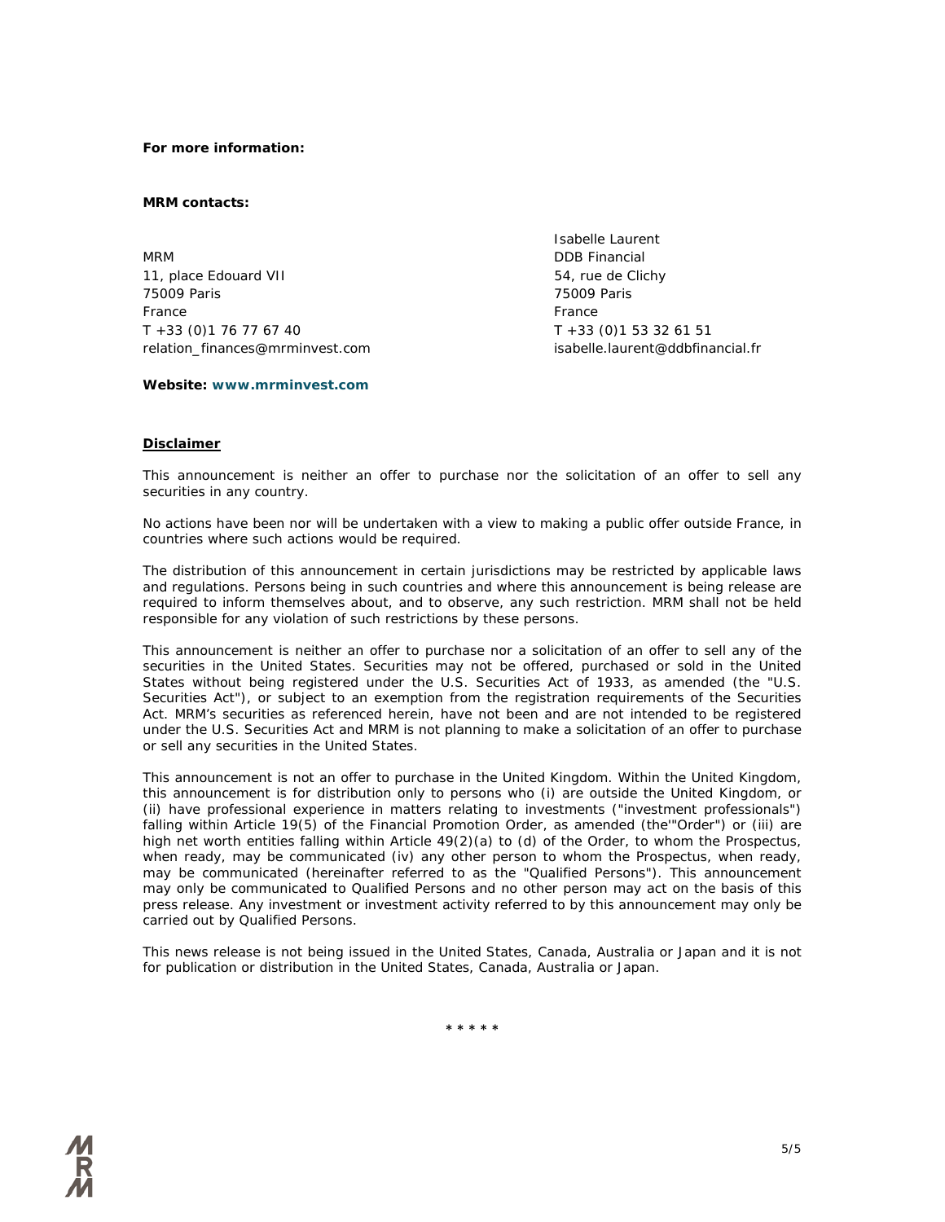**For more information:**

**MRM contacts:**

MRM
11, place Edouard VII
75009 Paris
France
T +33 (0)1 76 77 67 40
relation_finances@mrminvest.com

Isabelle Laurent
DDB Financial
54, rue de Clichy
75009 Paris
France
T +33 (0)1 53 32 61 51
isabelle.laurent@ddbfinancial.fr

**Website: www.mrminvest.com**

**Disclaimer**

This announcement is neither an offer to purchase nor the solicitation of an offer to sell any securities in any country.

No actions have been nor will be undertaken with a view to making a public offer outside France, in countries where such actions would be required.

The distribution of this announcement in certain jurisdictions may be restricted by applicable laws and regulations. Persons being in such countries and where this announcement is being release are required to inform themselves about, and to observe, any such restriction. MRM shall not be held responsible for any violation of such restrictions by these persons.

This announcement is neither an offer to purchase nor a solicitation of an offer to sell any of the securities in the United States. Securities may not be offered, purchased or sold in the United States without being registered under the U.S. Securities Act of 1933, as amended (the "U.S. Securities Act"), or subject to an exemption from the registration requirements of the Securities Act. MRM's securities as referenced herein, have not been and are not intended to be registered under the U.S. Securities Act and MRM is not planning to make a solicitation of an offer to purchase or sell any securities in the United States.

This announcement is not an offer to purchase in the United Kingdom. Within the United Kingdom, this announcement is for distribution only to persons who (i) are outside the United Kingdom, or (ii) have professional experience in matters relating to investments ("investment professionals") falling within Article 19(5) of the Financial Promotion Order, as amended (the'"Order") or (iii) are high net worth entities falling within Article 49(2)(a) to (d) of the Order, to whom the Prospectus, when ready, may be communicated (iv) any other person to whom the Prospectus, when ready, may be communicated (hereinafter referred to as the "Qualified Persons"). This announcement may only be communicated to Qualified Persons and no other person may act on the basis of this press release. Any investment or investment activity referred to by this announcement may only be carried out by Qualified Persons.

This news release is not being issued in the United States, Canada, Australia or Japan and it is not for publication or distribution in the United States, Canada, Australia or Japan.

\* \* \* \* \*